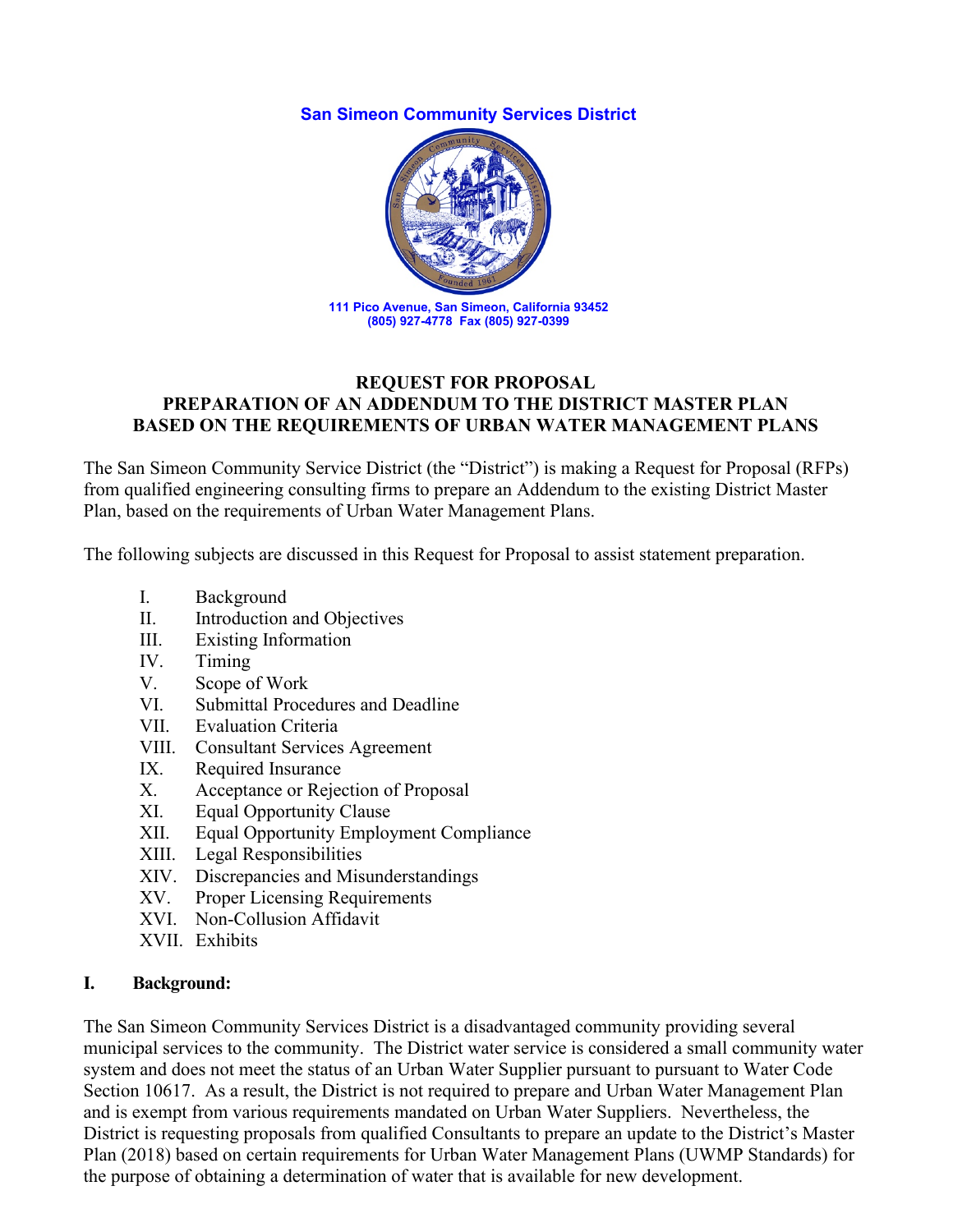**San Simeon Community Services District**

111 Pico Avenue, San Simeon, California 93452
(805) 927-4778 Fax (805) 927-0399

# REQUEST FOR PROPOSAL
# PREPARATION OF AN ADDENDUM TO THE DISTRICT MASTER PLAN BASED ON THE REQUIREMENTS OF URBAN WATER MANAGEMENT PLANS

The San Simeon Community Service District (the "District") is making a Request for Proposal (RFPs) from qualified engineering consulting firms to prepare an Addendum to the existing District Master Plan, based on the requirements of Urban Water Management Plans.

The following subjects are discussed in this Request for Proposal to assist statement preparation.

- I. Background
- II. Introduction and Objectives
- III. Existing Information
- IV. Timing
- V. Scope of Work
- VI. Submittal Procedures and Deadline
- VII. Evaluation Criteria
- VIII. Consultant Services Agreement
- IX. Required Insurance
- X. Acceptance or Rejection of Proposal
- XI. Equal Opportunity Clause
- XII. Equal Opportunity Employment Compliance
- XIII. Legal Responsibilities
- XIV. Discrepancies and Misunderstandings
- XV. Proper Licensing Requirements
- XVI. Non-Collusion Affidavit
- XVII. Exhibits

## I. Background:

The San Simeon Community Services District is a disadvantaged community providing several municipal services to the community. The District water service is considered a small community water system and does not meet the status of an Urban Water Supplier pursuant to pursuant to Water Code Section 10617. As a result, the District is not required to prepare and Urban Water Management Plan and is exempt from various requirements mandated on Urban Water Suppliers. Nevertheless, the District is requesting proposals from qualified Consultants to prepare an update to the District's Master Plan (2018) based on certain requirements for Urban Water Management Plans (UWMP Standards) for the purpose of obtaining a determination of water that is available for new development.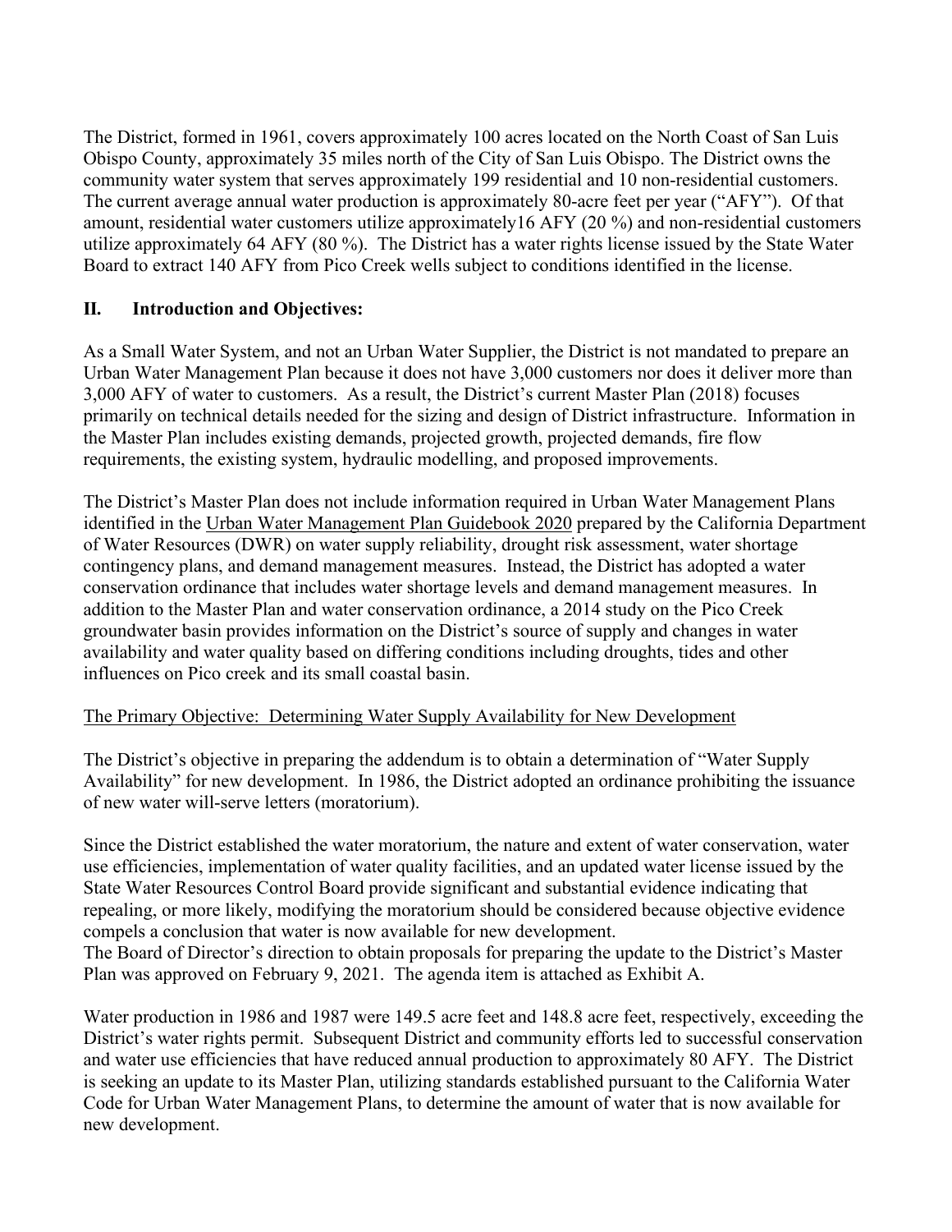The District, formed in 1961, covers approximately 100 acres located on the North Coast of San Luis Obispo County, approximately 35 miles north of the City of San Luis Obispo. The District owns the community water system that serves approximately 199 residential and 10 non-residential customers. The current average annual water production is approximately 80-acre feet per year ("AFY"). Of that amount, residential water customers utilize approximately16 AFY (20 %) and non-residential customers utilize approximately 64 AFY (80 %). The District has a water rights license issued by the State Water Board to extract 140 AFY from Pico Creek wells subject to conditions identified in the license.

## II. Introduction and Objectives:

As a Small Water System, and not an Urban Water Supplier, the District is not mandated to prepare an Urban Water Management Plan because it does not have 3,000 customers nor does it deliver more than 3,000 AFY of water to customers. As a result, the District's current Master Plan (2018) focuses primarily on technical details needed for the sizing and design of District infrastructure. Information in the Master Plan includes existing demands, projected growth, projected demands, fire flow requirements, the existing system, hydraulic modelling, and proposed improvements.

The District's Master Plan does not include information required in Urban Water Management Plans identified in the Urban Water Management Plan Guidebook 2020 prepared by the California Department of Water Resources (DWR) on water supply reliability, drought risk assessment, water shortage contingency plans, and demand management measures. Instead, the District has adopted a water conservation ordinance that includes water shortage levels and demand management measures. In addition to the Master Plan and water conservation ordinance, a 2014 study on the Pico Creek groundwater basin provides information on the District's source of supply and changes in water availability and water quality based on differing conditions including droughts, tides and other influences on Pico creek and its small coastal basin.

The Primary Objective: Determining Water Supply Availability for New Development

The District's objective in preparing the addendum is to obtain a determination of "Water Supply Availability" for new development. In 1986, the District adopted an ordinance prohibiting the issuance of new water will-serve letters (moratorium).

Since the District established the water moratorium, the nature and extent of water conservation, water use efficiencies, implementation of water quality facilities, and an updated water license issued by the State Water Resources Control Board provide significant and substantial evidence indicating that repealing, or more likely, modifying the moratorium should be considered because objective evidence compels a conclusion that water is now available for new development.
The Board of Director's direction to obtain proposals for preparing the update to the District's Master Plan was approved on February 9, 2021. The agenda item is attached as Exhibit A.

Water production in 1986 and 1987 were 149.5 acre feet and 148.8 acre feet, respectively, exceeding the District's water rights permit. Subsequent District and community efforts led to successful conservation and water use efficiencies that have reduced annual production to approximately 80 AFY. The District is seeking an update to its Master Plan, utilizing standards established pursuant to the California Water Code for Urban Water Management Plans, to determine the amount of water that is now available for new development.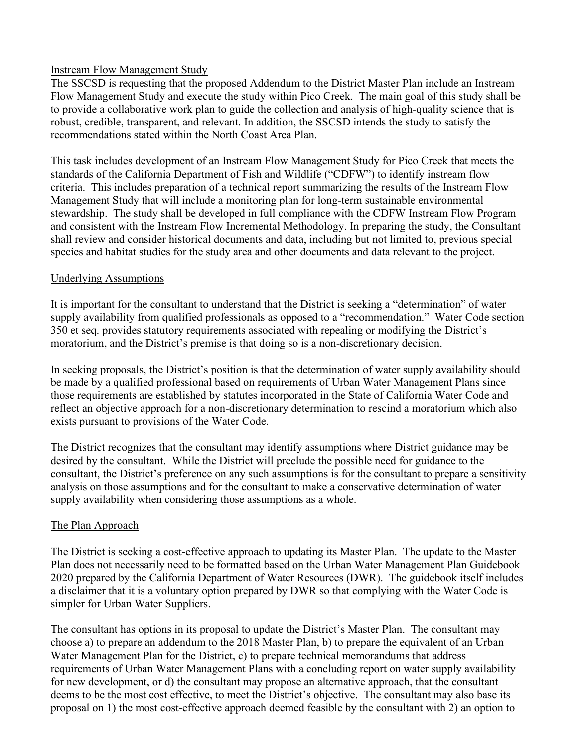Instream Flow Management Study

The SSCSD is requesting that the proposed Addendum to the District Master Plan include an Instream Flow Management Study and execute the study within Pico Creek. The main goal of this study shall be to provide a collaborative work plan to guide the collection and analysis of high-quality science that is robust, credible, transparent, and relevant. In addition, the SSCSD intends the study to satisfy the recommendations stated within the North Coast Area Plan.

This task includes development of an Instream Flow Management Study for Pico Creek that meets the standards of the California Department of Fish and Wildlife ("CDFW") to identify instream flow criteria. This includes preparation of a technical report summarizing the results of the Instream Flow Management Study that will include a monitoring plan for long-term sustainable environmental stewardship. The study shall be developed in full compliance with the CDFW Instream Flow Program and consistent with the Instream Flow Incremental Methodology. In preparing the study, the Consultant shall review and consider historical documents and data, including but not limited to, previous special species and habitat studies for the study area and other documents and data relevant to the project.

Underlying Assumptions

It is important for the consultant to understand that the District is seeking a "determination" of water supply availability from qualified professionals as opposed to a "recommendation." Water Code section 350 et seq. provides statutory requirements associated with repealing or modifying the District's moratorium, and the District's premise is that doing so is a non-discretionary decision.

In seeking proposals, the District's position is that the determination of water supply availability should be made by a qualified professional based on requirements of Urban Water Management Plans since those requirements are established by statutes incorporated in the State of California Water Code and reflect an objective approach for a non-discretionary determination to rescind a moratorium which also exists pursuant to provisions of the Water Code.

The District recognizes that the consultant may identify assumptions where District guidance may be desired by the consultant. While the District will preclude the possible need for guidance to the consultant, the District's preference on any such assumptions is for the consultant to prepare a sensitivity analysis on those assumptions and for the consultant to make a conservative determination of water supply availability when considering those assumptions as a whole.

The Plan Approach

The District is seeking a cost-effective approach to updating its Master Plan. The update to the Master Plan does not necessarily need to be formatted based on the Urban Water Management Plan Guidebook 2020 prepared by the California Department of Water Resources (DWR). The guidebook itself includes a disclaimer that it is a voluntary option prepared by DWR so that complying with the Water Code is simpler for Urban Water Suppliers.

The consultant has options in its proposal to update the District's Master Plan. The consultant may choose a) to prepare an addendum to the 2018 Master Plan, b) to prepare the equivalent of an Urban Water Management Plan for the District, c) to prepare technical memorandums that address requirements of Urban Water Management Plans with a concluding report on water supply availability for new development, or d) the consultant may propose an alternative approach, that the consultant deems to be the most cost effective, to meet the District's objective. The consultant may also base its proposal on 1) the most cost-effective approach deemed feasible by the consultant with 2) an option to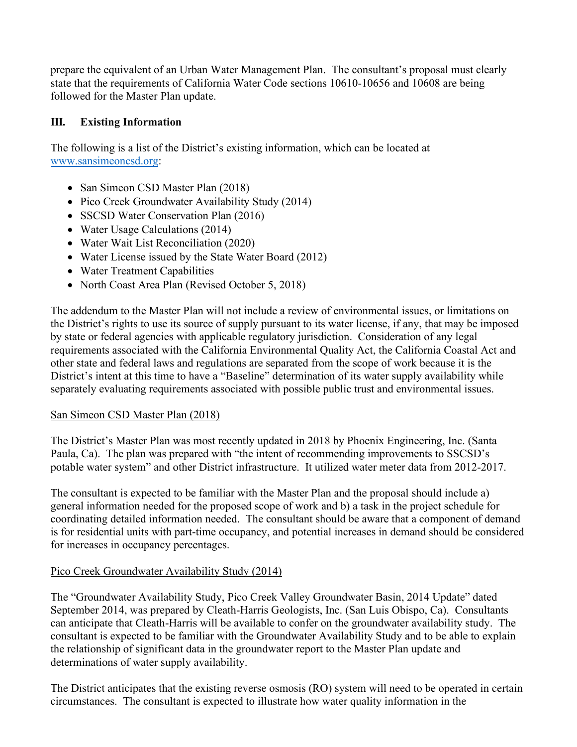prepare the equivalent of an Urban Water Management Plan. The consultant's proposal must clearly state that the requirements of California Water Code sections 10610-10656 and 10608 are being followed for the Master Plan update.

## III. Existing Information

The following is a list of the District's existing information, which can be located at [www.sansimeoncsd.org](http://www.sansimeoncsd.org):

- San Simeon CSD Master Plan (2018)
- Pico Creek Groundwater Availability Study (2014)
- SSCSD Water Conservation Plan (2016)
- Water Usage Calculations (2014)
- Water Wait List Reconciliation (2020)
- Water License issued by the State Water Board (2012)
- Water Treatment Capabilities
- North Coast Area Plan (Revised October 5, 2018)

The addendum to the Master Plan will not include a review of environmental issues, or limitations on the District's rights to use its source of supply pursuant to its water license, if any, that may be imposed by state or federal agencies with applicable regulatory jurisdiction. Consideration of any legal requirements associated with the California Environmental Quality Act, the California Coastal Act and other state and federal laws and regulations are separated from the scope of work because it is the District's intent at this time to have a "Baseline" determination of its water supply availability while separately evaluating requirements associated with possible public trust and environmental issues.

<u>San Simeon CSD Master Plan (2018)</u>

The District's Master Plan was most recently updated in 2018 by Phoenix Engineering, Inc. (Santa Paula, Ca). The plan was prepared with "the intent of recommending improvements to SSCSD's potable water system" and other District infrastructure. It utilized water meter data from 2012-2017.

The consultant is expected to be familiar with the Master Plan and the proposal should include a) general information needed for the proposed scope of work and b) a task in the project schedule for coordinating detailed information needed. The consultant should be aware that a component of demand is for residential units with part-time occupancy, and potential increases in demand should be considered for increases in occupancy percentages.

<u>Pico Creek Groundwater Availability Study (2014)</u>

The "Groundwater Availability Study, Pico Creek Valley Groundwater Basin, 2014 Update" dated September 2014, was prepared by Cleath-Harris Geologists, Inc. (San Luis Obispo, Ca). Consultants can anticipate that Cleath-Harris will be available to confer on the groundwater availability study. The consultant is expected to be familiar with the Groundwater Availability Study and to be able to explain the relationship of significant data in the groundwater report to the Master Plan update and determinations of water supply availability.

The District anticipates that the existing reverse osmosis (RO) system will need to be operated in certain circumstances. The consultant is expected to illustrate how water quality information in the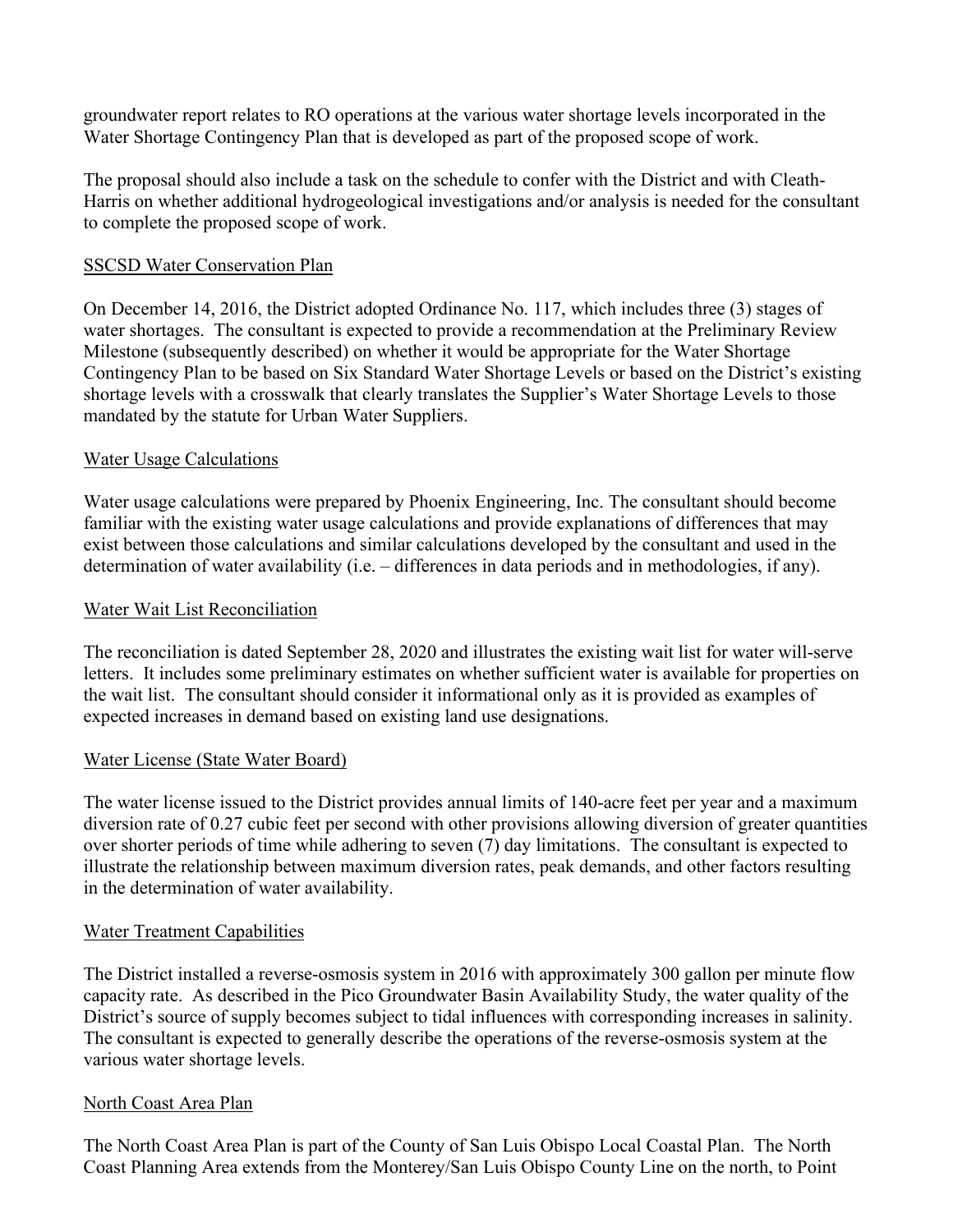groundwater report relates to RO operations at the various water shortage levels incorporated in the Water Shortage Contingency Plan that is developed as part of the proposed scope of work.

The proposal should also include a task on the schedule to confer with the District and with Cleath-Harris on whether additional hydrogeological investigations and/or analysis is needed for the consultant to complete the proposed scope of work.

<u>SSCSD Water Conservation Plan</u>

On December 14, 2016, the District adopted Ordinance No. 117, which includes three (3) stages of water shortages. The consultant is expected to provide a recommendation at the Preliminary Review Milestone (subsequently described) on whether it would be appropriate for the Water Shortage Contingency Plan to be based on Six Standard Water Shortage Levels or based on the District's existing shortage levels with a crosswalk that clearly translates the Supplier's Water Shortage Levels to those mandated by the statute for Urban Water Suppliers.

<u>Water Usage Calculations</u>

Water usage calculations were prepared by Phoenix Engineering, Inc. The consultant should become familiar with the existing water usage calculations and provide explanations of differences that may exist between those calculations and similar calculations developed by the consultant and used in the determination of water availability (i.e. – differences in data periods and in methodologies, if any).

<u>Water Wait List Reconciliation</u>

The reconciliation is dated September 28, 2020 and illustrates the existing wait list for water will-serve letters. It includes some preliminary estimates on whether sufficient water is available for properties on the wait list. The consultant should consider it informational only as it is provided as examples of expected increases in demand based on existing land use designations.

<u>Water License (State Water Board)</u>

The water license issued to the District provides annual limits of 140-acre feet per year and a maximum diversion rate of 0.27 cubic feet per second with other provisions allowing diversion of greater quantities over shorter periods of time while adhering to seven (7) day limitations. The consultant is expected to illustrate the relationship between maximum diversion rates, peak demands, and other factors resulting in the determination of water availability.

<u>Water Treatment Capabilities</u>

The District installed a reverse-osmosis system in 2016 with approximately 300 gallon per minute flow capacity rate. As described in the Pico Groundwater Basin Availability Study, the water quality of the District's source of supply becomes subject to tidal influences with corresponding increases in salinity. The consultant is expected to generally describe the operations of the reverse-osmosis system at the various water shortage levels.

<u>North Coast Area Plan</u>

The North Coast Area Plan is part of the County of San Luis Obispo Local Coastal Plan. The North Coast Planning Area extends from the Monterey/San Luis Obispo County Line on the north, to Point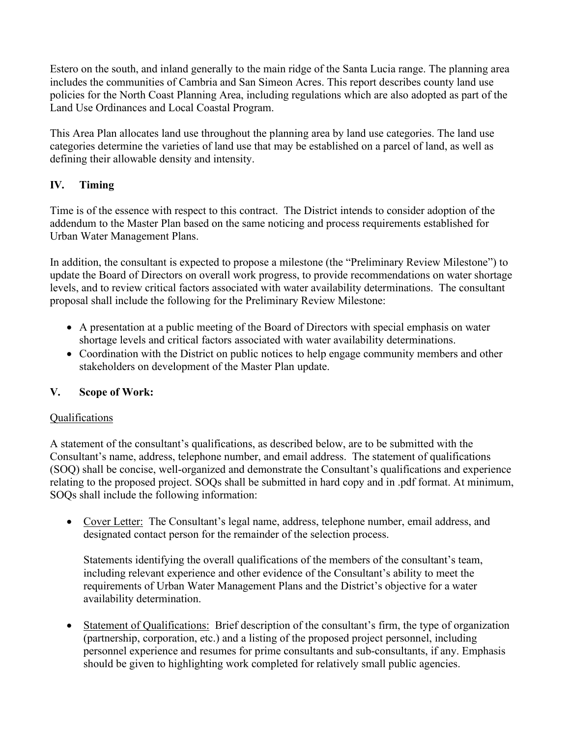Estero on the south, and inland generally to the main ridge of the Santa Lucia range. The planning area includes the communities of Cambria and San Simeon Acres. This report describes county land use policies for the North Coast Planning Area, including regulations which are also adopted as part of the Land Use Ordinances and Local Coastal Program.

This Area Plan allocates land use throughout the planning area by land use categories. The land use categories determine the varieties of land use that may be established on a parcel of land, as well as defining their allowable density and intensity.

## IV. Timing

Time is of the essence with respect to this contract. The District intends to consider adoption of the addendum to the Master Plan based on the same noticing and process requirements established for Urban Water Management Plans.

In addition, the consultant is expected to propose a milestone (the "Preliminary Review Milestone") to update the Board of Directors on overall work progress, to provide recommendations on water shortage levels, and to review critical factors associated with water availability determinations. The consultant proposal shall include the following for the Preliminary Review Milestone:

- A presentation at a public meeting of the Board of Directors with special emphasis on water shortage levels and critical factors associated with water availability determinations.
- Coordination with the District on public notices to help engage community members and other stakeholders on development of the Master Plan update.

## V. Scope of Work:

<u>Qualifications</u>

A statement of the consultant's qualifications, as described below, are to be submitted with the Consultant's name, address, telephone number, and email address. The statement of qualifications (SOQ) shall be concise, well-organized and demonstrate the Consultant's qualifications and experience relating to the proposed project. SOQs shall be submitted in hard copy and in .pdf format. At minimum, SOQs shall include the following information:

- <u>Cover Letter:</u> The Consultant's legal name, address, telephone number, email address, and designated contact person for the remainder of the selection process.

  Statements identifying the overall qualifications of the members of the consultant's team, including relevant experience and other evidence of the Consultant's ability to meet the requirements of Urban Water Management Plans and the District's objective for a water availability determination.

- <u>Statement of Qualifications:</u> Brief description of the consultant's firm, the type of organization (partnership, corporation, etc.) and a listing of the proposed project personnel, including personnel experience and resumes for prime consultants and sub-consultants, if any. Emphasis should be given to highlighting work completed for relatively small public agencies.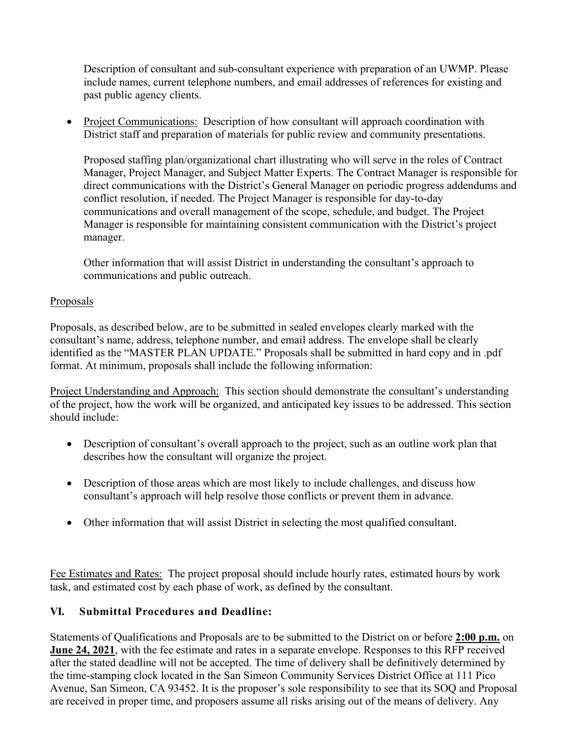Description of consultant and sub-consultant experience with preparation of an UWMP. Please include names, current telephone numbers, and email addresses of references for existing and past public agency clients.

- Project Communications: Description of how consultant will approach coordination with District staff and preparation of materials for public review and community presentations.

  Proposed staffing plan/organizational chart illustrating who will serve in the roles of Contract Manager, Project Manager, and Subject Matter Experts. The Contract Manager is responsible for direct communications with the District's General Manager on periodic progress addendums and conflict resolution, if needed. The Project Manager is responsible for day-to-day communications and overall management of the scope, schedule, and budget. The Project Manager is responsible for maintaining consistent communication with the District's project manager.

  Other information that will assist District in understanding the consultant's approach to communications and public outreach.

Proposals

Proposals, as described below, are to be submitted in sealed envelopes clearly marked with the consultant's name, address, telephone number, and email address. The envelope shall be clearly identified as the "MASTER PLAN UPDATE." Proposals shall be submitted in hard copy and in .pdf format. At minimum, proposals shall include the following information:

Project Understanding and Approach: This section should demonstrate the consultant's understanding of the project, how the work will be organized, and anticipated key issues to be addressed. This section should include:

- Description of consultant's overall approach to the project, such as an outline work plan that describes how the consultant will organize the project.
- Description of those areas which are most likely to include challenges, and discuss how consultant's approach will help resolve those conflicts or prevent them in advance.
- Other information that will assist District in selecting the most qualified consultant.

Fee Estimates and Rates: The project proposal should include hourly rates, estimated hours by work task, and estimated cost by each phase of work, as defined by the consultant.

## VI. Submittal Procedures and Deadline:

Statements of Qualifications and Proposals are to be submitted to the District on or before **2:00 p.m.** on **June 24, 2021**, with the fee estimate and rates in a separate envelope. Responses to this RFP received after the stated deadline will not be accepted. The time of delivery shall be definitively determined by the time-stamping clock located in the San Simeon Community Services District Office at 111 Pico Avenue, San Simeon, CA 93452. It is the proposer's sole responsibility to see that its SOQ and Proposal are received in proper time, and proposers assume all risks arising out of the means of delivery. Any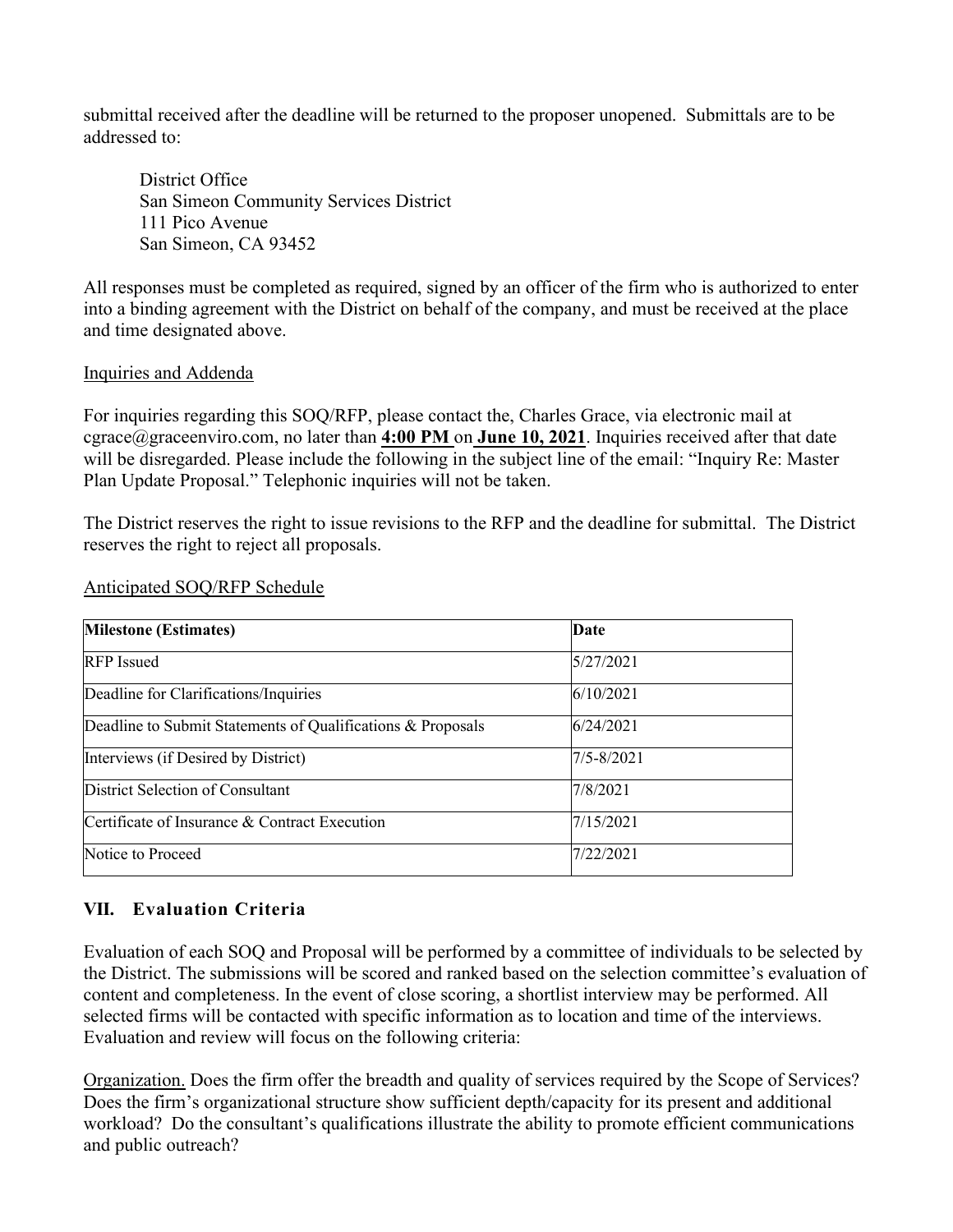submittal received after the deadline will be returned to the proposer unopened. Submittals are to be addressed to:

District Office
San Simeon Community Services District
111 Pico Avenue
San Simeon, CA 93452

All responses must be completed as required, signed by an officer of the firm who is authorized to enter into a binding agreement with the District on behalf of the company, and must be received at the place and time designated above.

Inquiries and Addenda

For inquiries regarding this SOQ/RFP, please contact the, Charles Grace, via electronic mail at cgrace@graceenviro.com, no later than **4:00 PM** on **June 10, 2021**. Inquiries received after that date will be disregarded. Please include the following in the subject line of the email: "Inquiry Re: Master Plan Update Proposal." Telephonic inquiries will not be taken.

The District reserves the right to issue revisions to the RFP and the deadline for submittal. The District reserves the right to reject all proposals.

Anticipated SOQ/RFP Schedule

| **Milestone (Estimates)** | **Date** |
|---|---|
| RFP Issued | 5/27/2021 |
| Deadline for Clarifications/Inquiries | 6/10/2021 |
| Deadline to Submit Statements of Qualifications & Proposals | 6/24/2021 |
| Interviews (if Desired by District) | 7/5-8/2021 |
| District Selection of Consultant | 7/8/2021 |
| Certificate of Insurance & Contract Execution | 7/15/2021 |
| Notice to Proceed | 7/22/2021 |

## VII. Evaluation Criteria

Evaluation of each SOQ and Proposal will be performed by a committee of individuals to be selected by the District. The submissions will be scored and ranked based on the selection committee's evaluation of content and completeness. In the event of close scoring, a shortlist interview may be performed. All selected firms will be contacted with specific information as to location and time of the interviews. Evaluation and review will focus on the following criteria:

Organization. Does the firm offer the breadth and quality of services required by the Scope of Services? Does the firm's organizational structure show sufficient depth/capacity for its present and additional workload? Do the consultant's qualifications illustrate the ability to promote efficient communications and public outreach?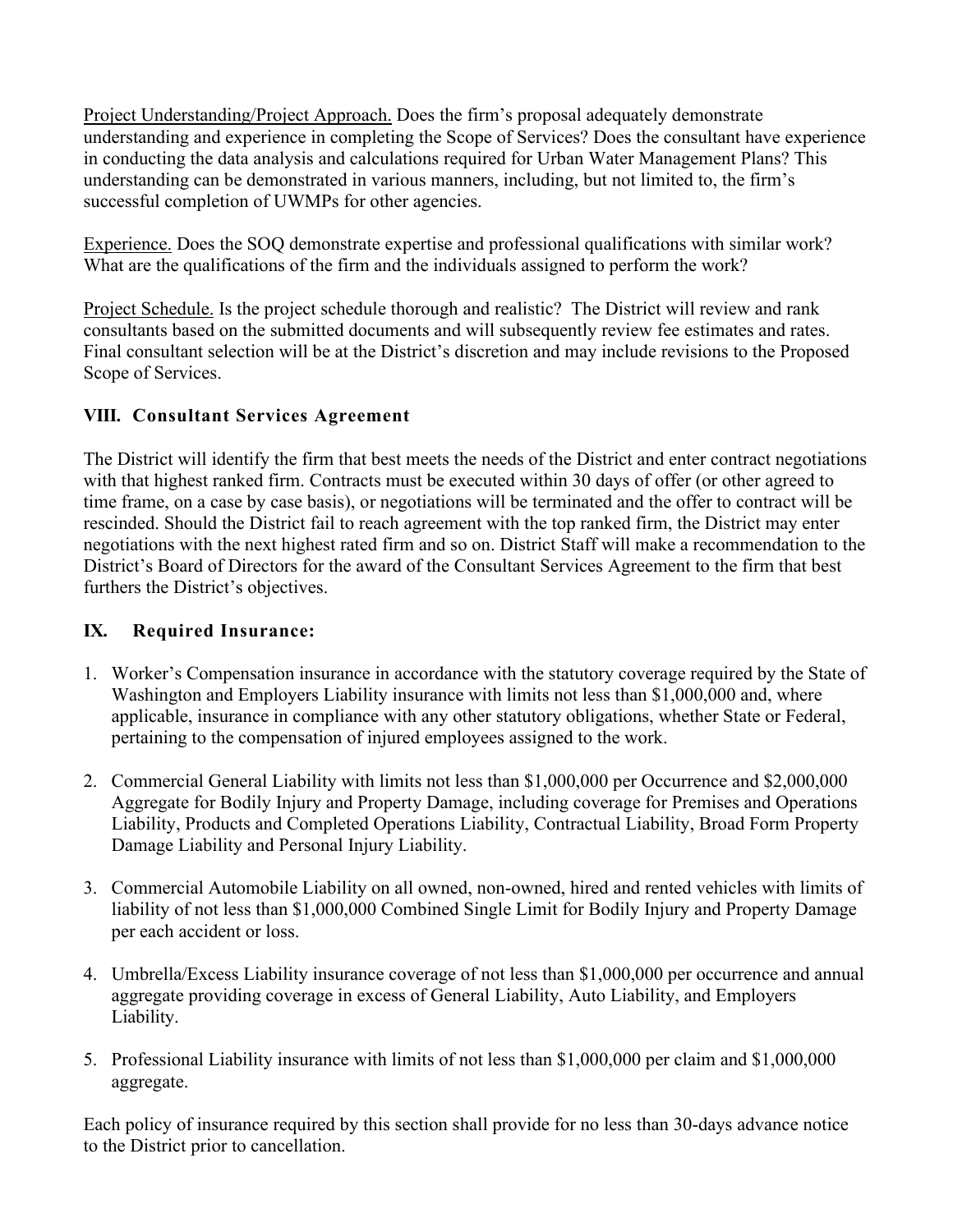Project Understanding/Project Approach. Does the firm's proposal adequately demonstrate understanding and experience in completing the Scope of Services? Does the consultant have experience in conducting the data analysis and calculations required for Urban Water Management Plans? This understanding can be demonstrated in various manners, including, but not limited to, the firm's successful completion of UWMPs for other agencies.

Experience. Does the SOQ demonstrate expertise and professional qualifications with similar work? What are the qualifications of the firm and the individuals assigned to perform the work?

Project Schedule. Is the project schedule thorough and realistic? The District will review and rank consultants based on the submitted documents and will subsequently review fee estimates and rates. Final consultant selection will be at the District's discretion and may include revisions to the Proposed Scope of Services.

## VIII. Consultant Services Agreement

The District will identify the firm that best meets the needs of the District and enter contract negotiations with that highest ranked firm. Contracts must be executed within 30 days of offer (or other agreed to time frame, on a case by case basis), or negotiations will be terminated and the offer to contract will be rescinded. Should the District fail to reach agreement with the top ranked firm, the District may enter negotiations with the next highest rated firm and so on. District Staff will make a recommendation to the District's Board of Directors for the award of the Consultant Services Agreement to the firm that best furthers the District's objectives.

## IX. Required Insurance:

1. Worker's Compensation insurance in accordance with the statutory coverage required by the State of Washington and Employers Liability insurance with limits not less than $1,000,000 and, where applicable, insurance in compliance with any other statutory obligations, whether State or Federal, pertaining to the compensation of injured employees assigned to the work.

2. Commercial General Liability with limits not less than $1,000,000 per Occurrence and $2,000,000 Aggregate for Bodily Injury and Property Damage, including coverage for Premises and Operations Liability, Products and Completed Operations Liability, Contractual Liability, Broad Form Property Damage Liability and Personal Injury Liability.

3. Commercial Automobile Liability on all owned, non-owned, hired and rented vehicles with limits of liability of not less than $1,000,000 Combined Single Limit for Bodily Injury and Property Damage per each accident or loss.

4. Umbrella/Excess Liability insurance coverage of not less than $1,000,000 per occurrence and annual aggregate providing coverage in excess of General Liability, Auto Liability, and Employers Liability.

5. Professional Liability insurance with limits of not less than $1,000,000 per claim and $1,000,000 aggregate.

Each policy of insurance required by this section shall provide for no less than 30-days advance notice to the District prior to cancellation.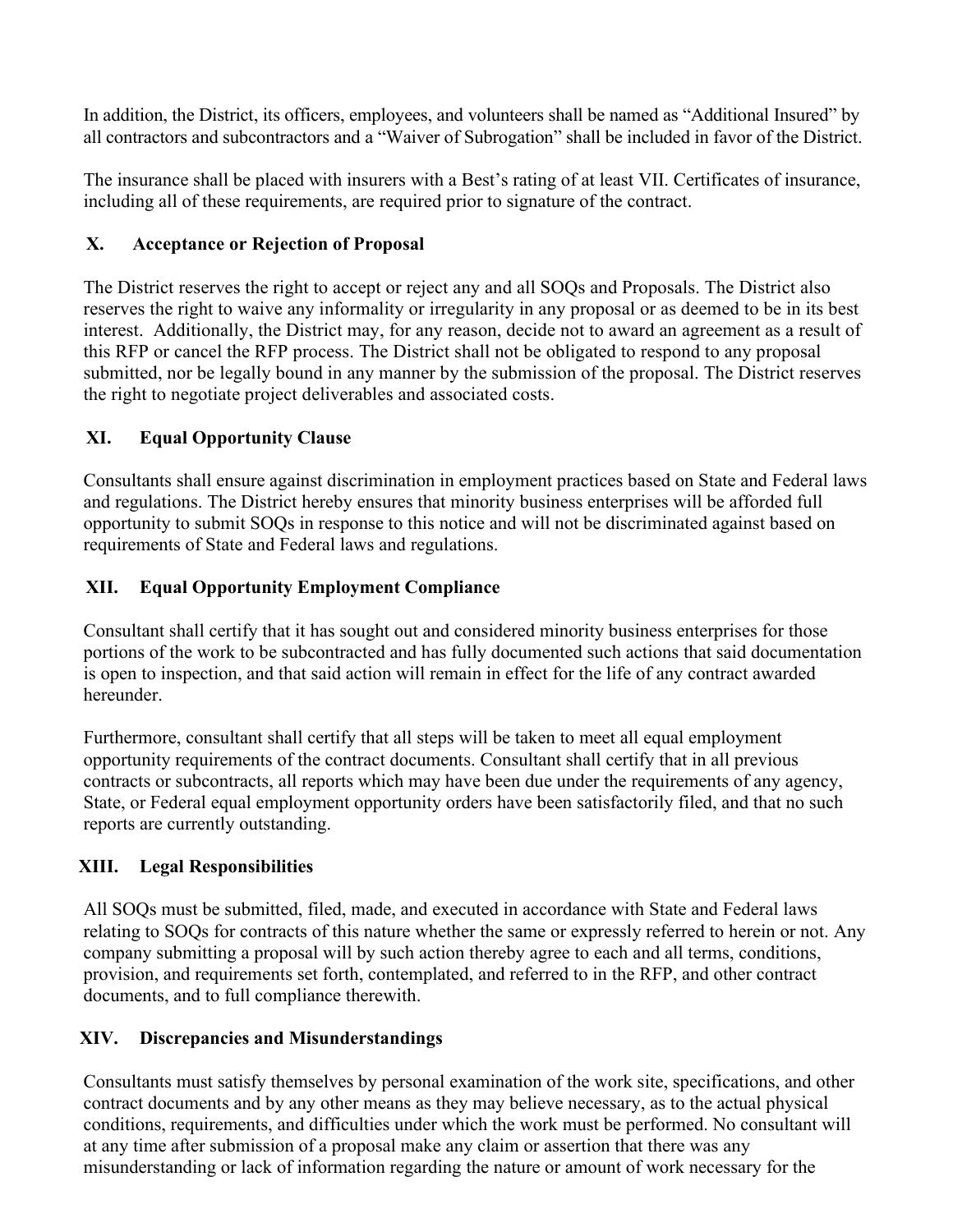In addition, the District, its officers, employees, and volunteers shall be named as "Additional Insured" by all contractors and subcontractors and a "Waiver of Subrogation" shall be included in favor of the District.

The insurance shall be placed with insurers with a Best's rating of at least VII. Certificates of insurance, including all of these requirements, are required prior to signature of the contract.

## X. Acceptance or Rejection of Proposal

The District reserves the right to accept or reject any and all SOQs and Proposals. The District also reserves the right to waive any informality or irregularity in any proposal or as deemed to be in its best interest. Additionally, the District may, for any reason, decide not to award an agreement as a result of this RFP or cancel the RFP process. The District shall not be obligated to respond to any proposal submitted, nor be legally bound in any manner by the submission of the proposal. The District reserves the right to negotiate project deliverables and associated costs.

## XI. Equal Opportunity Clause

Consultants shall ensure against discrimination in employment practices based on State and Federal laws and regulations. The District hereby ensures that minority business enterprises will be afforded full opportunity to submit SOQs in response to this notice and will not be discriminated against based on requirements of State and Federal laws and regulations.

## XII. Equal Opportunity Employment Compliance

Consultant shall certify that it has sought out and considered minority business enterprises for those portions of the work to be subcontracted and has fully documented such actions that said documentation is open to inspection, and that said action will remain in effect for the life of any contract awarded hereunder.

Furthermore, consultant shall certify that all steps will be taken to meet all equal employment opportunity requirements of the contract documents. Consultant shall certify that in all previous contracts or subcontracts, all reports which may have been due under the requirements of any agency, State, or Federal equal employment opportunity orders have been satisfactorily filed, and that no such reports are currently outstanding.

## XIII. Legal Responsibilities

All SOQs must be submitted, filed, made, and executed in accordance with State and Federal laws relating to SOQs for contracts of this nature whether the same or expressly referred to herein or not. Any company submitting a proposal will by such action thereby agree to each and all terms, conditions, provision, and requirements set forth, contemplated, and referred to in the RFP, and other contract documents, and to full compliance therewith.

## XIV. Discrepancies and Misunderstandings

Consultants must satisfy themselves by personal examination of the work site, specifications, and other contract documents and by any other means as they may believe necessary, as to the actual physical conditions, requirements, and difficulties under which the work must be performed. No consultant will at any time after submission of a proposal make any claim or assertion that there was any misunderstanding or lack of information regarding the nature or amount of work necessary for the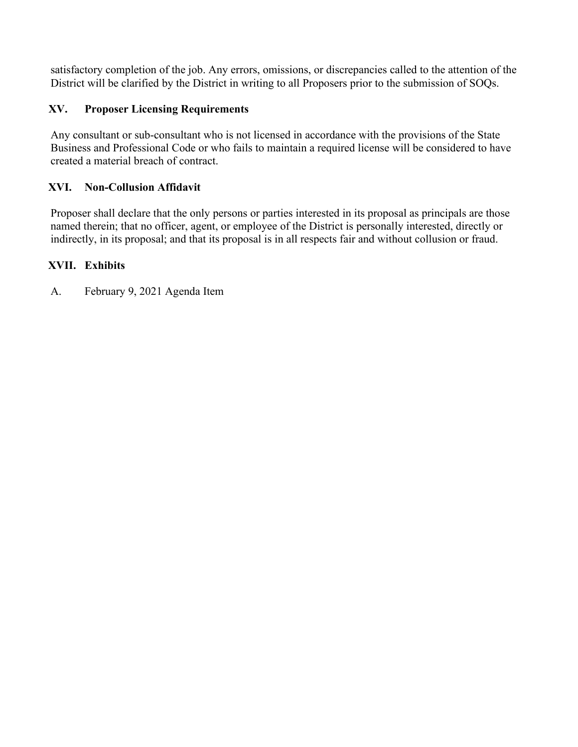satisfactory completion of the job. Any errors, omissions, or discrepancies called to the attention of the District will be clarified by the District in writing to all Proposers prior to the submission of SOQs.

## XV. Proposer Licensing Requirements

Any consultant or sub-consultant who is not licensed in accordance with the provisions of the State Business and Professional Code or who fails to maintain a required license will be considered to have created a material breach of contract.

## XVI. Non-Collusion Affidavit

Proposer shall declare that the only persons or parties interested in its proposal as principals are those named therein; that no officer, agent, or employee of the District is personally interested, directly or indirectly, in its proposal; and that its proposal is in all respects fair and without collusion or fraud.

## XVII. Exhibits

A. February 9, 2021 Agenda Item